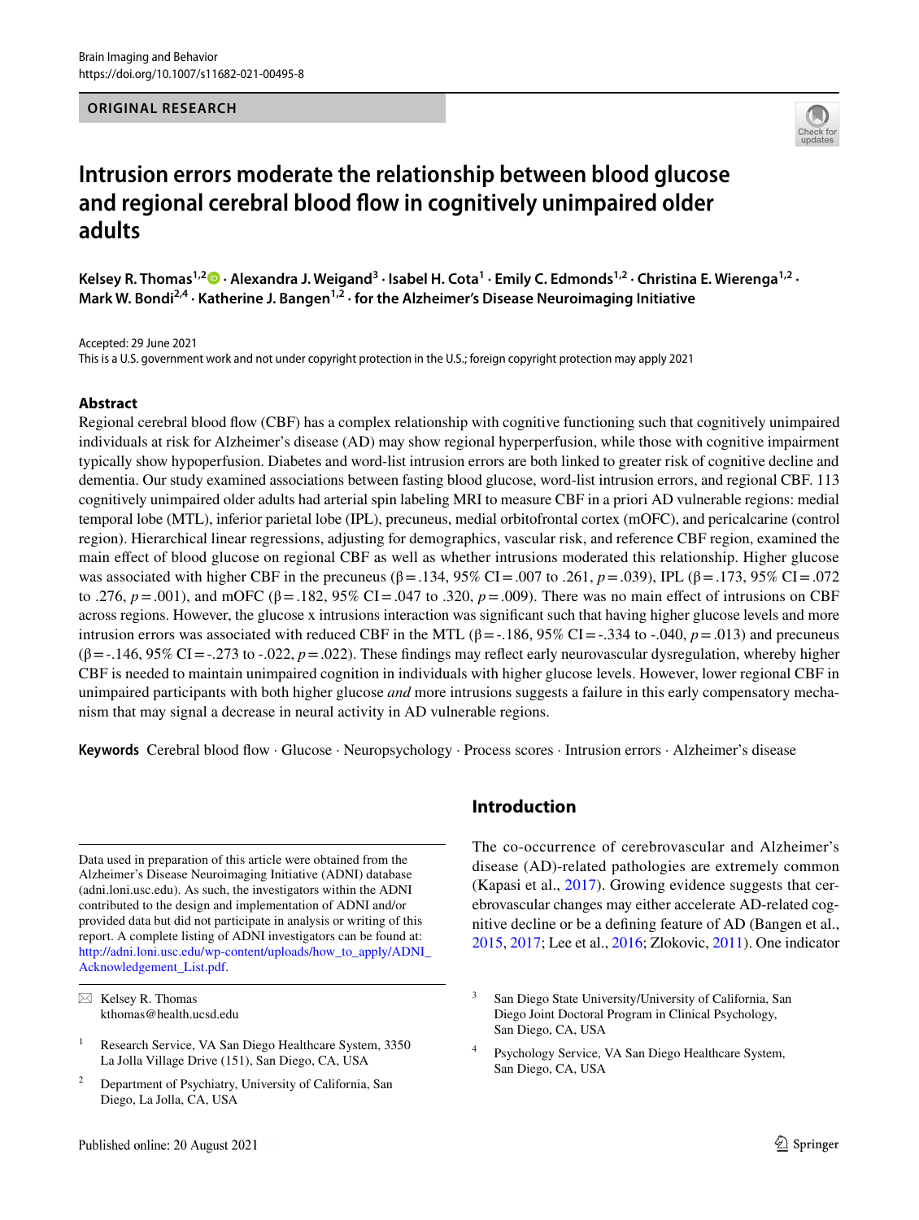ORIGINAL RESEARCH

# Intrusion errors moderate the relationship between blood glucose and regional cerebral blood flow in cognitively unimpaired older adults

**Kelsey R. Thomas[1,2] · Alexandra J. Weigand[3] · Isabel H. Cota[1] · Emily C. Edmonds[1,2] · Christina E. Wierenga[1,2] · Mark W. Bondi[2,4] · Katherine J. Bangen[1,2] · for the Alzheimer's Disease Neuroimaging Initiative**

Accepted: 29 June 2021

This is a U.S. government work and not under copyright protection in the U.S.; foreign copyright protection may apply 2021

## Abstract

Regional cerebral blood flow (CBF) has a complex relationship with cognitive functioning such that cognitively unimpaired individuals at risk for Alzheimer's disease (AD) may show regional hyperperfusion, while those with cognitive impairment typically show hypoperfusion. Diabetes and word-list intrusion errors are both linked to greater risk of cognitive decline and dementia. Our study examined associations between fasting blood glucose, word-list intrusion errors, and regional CBF. 113 cognitively unimpaired older adults had arterial spin labeling MRI to measure CBF in a priori AD vulnerable regions: medial temporal lobe (MTL), inferior parietal lobe (IPL), precuneus, medial orbitofrontal cortex (mOFC), and pericalcarine (control region). Hierarchical linear regressions, adjusting for demographics, vascular risk, and reference CBF region, examined the main effect of blood glucose on regional CBF as well as whether intrusions moderated this relationship. Higher glucose was associated with higher CBF in the precuneus (β = .134, 95% CI = .007 to .261, $p = .039$), IPL (β = .173, 95% CI = .072 to .276, $p = .001$), and mOFC (β = .182, 95% CI = .047 to .320, $p = .009$). There was no main effect of intrusions on CBF across regions. However, the glucose x intrusions interaction was significant such that having higher glucose levels and more intrusion errors was associated with reduced CBF in the MTL (β = -.186, 95% CI = -.334 to -.040, $p = .013$) and precuneus (β = -.146, 95% CI = -.273 to -.022, $p = .022$). These findings may reflect early neurovascular dysregulation, whereby higher CBF is needed to maintain unimpaired cognition in individuals with higher glucose levels. However, lower regional CBF in unimpaired participants with both higher glucose *and* more intrusions suggests a failure in this early compensatory mechanism that may signal a decrease in neural activity in AD vulnerable regions.

**Keywords** Cerebral blood flow · Glucose · Neuropsychology · Process scores · Intrusion errors · Alzheimer's disease

Data used in preparation of this article were obtained from the Alzheimer's Disease Neuroimaging Initiative (ADNI) database (adni.loni.usc.edu). As such, the investigators within the ADNI contributed to the design and implementation of ADNI and/or provided data but did not participate in analysis or writing of this report. A complete listing of ADNI investigators can be found at: http://adni.loni.usc.edu/wp-content/uploads/how_to_apply/ADNI_Acknowledgement_List.pdf.

✉ Kelsey R. Thomas
kthomas@health.ucsd.edu

[1] Research Service, VA San Diego Healthcare System, 3350 La Jolla Village Drive (151), San Diego, CA, USA

[2] Department of Psychiatry, University of California, San Diego, La Jolla, CA, USA

[3] San Diego State University/University of California, San Diego Joint Doctoral Program in Clinical Psychology, San Diego, CA, USA

[4] Psychology Service, VA San Diego Healthcare System, San Diego, CA, USA

## Introduction

The co-occurrence of cerebrovascular and Alzheimer's disease (AD)-related pathologies are extremely common (Kapasi et al., 2017). Growing evidence suggests that cerebrovascular changes may either accelerate AD-related cognitive decline or be a defining feature of AD (Bangen et al., 2015, 2017; Lee et al., 2016; Zlokovic, 2011). One indicator

Published online: 20 August 2021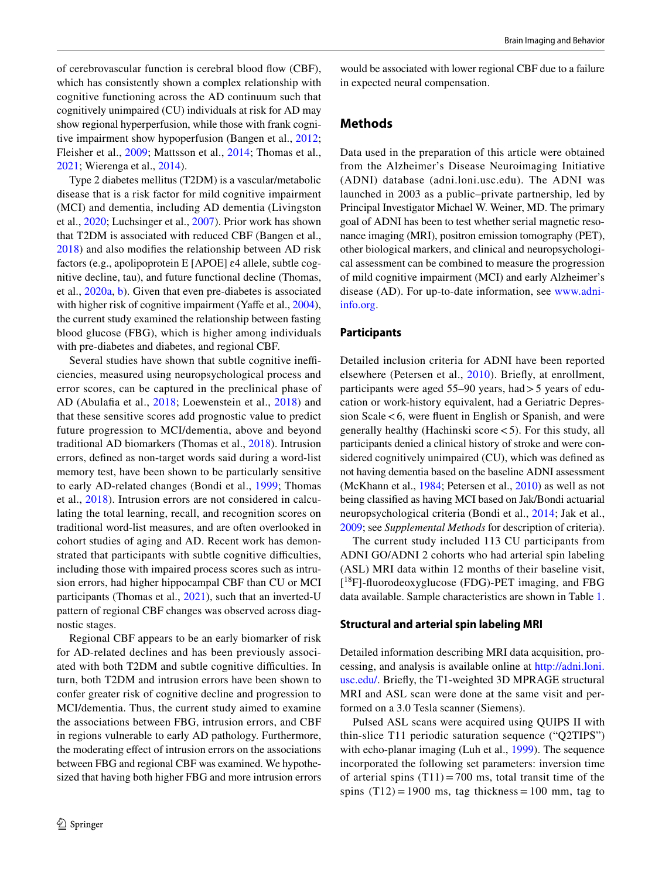of cerebrovascular function is cerebral blood flow (CBF), which has consistently shown a complex relationship with cognitive functioning across the AD continuum such that cognitively unimpaired (CU) individuals at risk for AD may show regional hyperperfusion, while those with frank cognitive impairment show hypoperfusion (Bangen et al., 2012; Fleisher et al., 2009; Mattsson et al., 2014; Thomas et al., 2021; Wierenga et al., 2014).

Type 2 diabetes mellitus (T2DM) is a vascular/metabolic disease that is a risk factor for mild cognitive impairment (MCI) and dementia, including AD dementia (Livingston et al., 2020; Luchsinger et al., 2007). Prior work has shown that T2DM is associated with reduced CBF (Bangen et al., 2018) and also modifies the relationship between AD risk factors (e.g., apolipoprotein E [APOE] ε4 allele, subtle cognitive decline, tau), and future functional decline (Thomas, et al., 2020a, b). Given that even pre-diabetes is associated with higher risk of cognitive impairment (Yaffe et al., 2004), the current study examined the relationship between fasting blood glucose (FBG), which is higher among individuals with pre-diabetes and diabetes, and regional CBF.

Several studies have shown that subtle cognitive inefficiencies, measured using neuropsychological process and error scores, can be captured in the preclinical phase of AD (Abulafia et al., 2018; Loewenstein et al., 2018) and that these sensitive scores add prognostic value to predict future progression to MCI/dementia, above and beyond traditional AD biomarkers (Thomas et al., 2018). Intrusion errors, defined as non-target words said during a word-list memory test, have been shown to be particularly sensitive to early AD-related changes (Bondi et al., 1999; Thomas et al., 2018). Intrusion errors are not considered in calculating the total learning, recall, and recognition scores on traditional word-list measures, and are often overlooked in cohort studies of aging and AD. Recent work has demonstrated that participants with subtle cognitive difficulties, including those with impaired process scores such as intrusion errors, had higher hippocampal CBF than CU or MCI participants (Thomas et al., 2021), such that an inverted-U pattern of regional CBF changes was observed across diagnostic stages.

Regional CBF appears to be an early biomarker of risk for AD-related declines and has been previously associated with both T2DM and subtle cognitive difficulties. In turn, both T2DM and intrusion errors have been shown to confer greater risk of cognitive decline and progression to MCI/dementia. Thus, the current study aimed to examine the associations between FBG, intrusion errors, and CBF in regions vulnerable to early AD pathology. Furthermore, the moderating effect of intrusion errors on the associations between FBG and regional CBF was examined. We hypothesized that having both higher FBG and more intrusion errors would be associated with lower regional CBF due to a failure in expected neural compensation.

## Methods

Data used in the preparation of this article were obtained from the Alzheimer's Disease Neuroimaging Initiative (ADNI) database (adni.loni.usc.edu). The ADNI was launched in 2003 as a public–private partnership, led by Principal Investigator Michael W. Weiner, MD. The primary goal of ADNI has been to test whether serial magnetic resonance imaging (MRI), positron emission tomography (PET), other biological markers, and clinical and neuropsychological assessment can be combined to measure the progression of mild cognitive impairment (MCI) and early Alzheimer's disease (AD). For up-to-date information, see www.adni-info.org.

### Participants

Detailed inclusion criteria for ADNI have been reported elsewhere (Petersen et al., 2010). Briefly, at enrollment, participants were aged 55–90 years, had > 5 years of education or work-history equivalent, had a Geriatric Depression Scale < 6, were fluent in English or Spanish, and were generally healthy (Hachinski score < 5). For this study, all participants denied a clinical history of stroke and were considered cognitively unimpaired (CU), which was defined as not having dementia based on the baseline ADNI assessment (McKhann et al., 1984; Petersen et al., 2010) as well as not being classified as having MCI based on Jak/Bondi actuarial neuropsychological criteria (Bondi et al., 2014; Jak et al., 2009; see *Supplemental Methods* for description of criteria).

The current study included 113 CU participants from ADNI GO/ADNI 2 cohorts who had arterial spin labeling (ASL) MRI data within 12 months of their baseline visit, [$^{18}$F]-fluorodeoxyglucose (FDG)-PET imaging, and FBG data available. Sample characteristics are shown in Table 1.

### Structural and arterial spin labeling MRI

Detailed information describing MRI data acquisition, processing, and analysis is available online at http://adni.loni.usc.edu/. Briefly, the T1-weighted 3D MPRAGE structural MRI and ASL scan were done at the same visit and performed on a 3.0 Tesla scanner (Siemens).

Pulsed ASL scans were acquired using QUIPS II with thin-slice T11 periodic saturation sequence ("Q2TIPS") with echo-planar imaging (Luh et al., 1999). The sequence incorporated the following set parameters: inversion time of arterial spins (T11) = 700 ms, total transit time of the spins (T12) = 1900 ms, tag thickness = 100 mm, tag to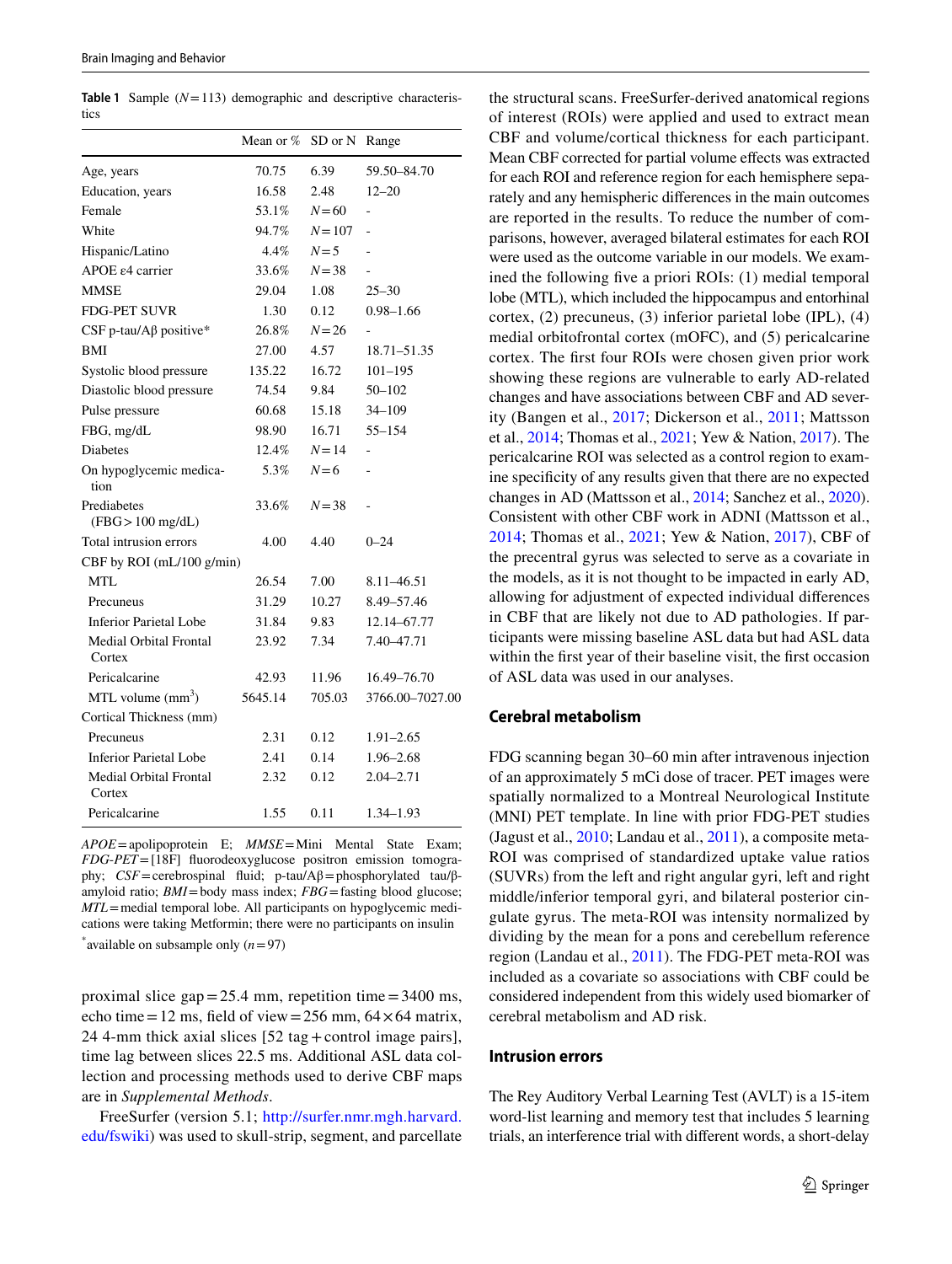**Table 1** Sample ($N = 113$) demographic and descriptive characteristics

| | Mean or % | SD or N | Range |
|---|---|---|---|
| Age, years | 70.75 | 6.39 | 59.50–84.70 |
| Education, years | 16.58 | 2.48 | 12–20 |
| Female | 53.1% | $N = 60$ | - |
| White | 94.7% | $N = 107$ | - |
| Hispanic/Latino | 4.4% | $N = 5$ | - |
| APOE ε4 carrier | 33.6% | $N = 38$ | - |
| MMSE | 29.04 | 1.08 | 25–30 |
| FDG-PET SUVR | 1.30 | 0.12 | 0.98–1.66 |
| CSF p-tau/Aβ positive* | 26.8% | $N = 26$ | - |
| BMI | 27.00 | 4.57 | 18.71–51.35 |
| Systolic blood pressure | 135.22 | 16.72 | 101–195 |
| Diastolic blood pressure | 74.54 | 9.84 | 50–102 |
| Pulse pressure | 60.68 | 15.18 | 34–109 |
| FBG, mg/dL | 98.90 | 16.71 | 55–154 |
| Diabetes | 12.4% | $N = 14$ | - |
| On hypoglycemic medication | 5.3% | $N = 6$ | - |
| Prediabetes (FBG > 100 mg/dL) | 33.6% | $N = 38$ | - |
| Total intrusion errors | 4.00 | 4.40 | 0–24 |
| CBF by ROI (mL/100 g/min) | | | |
| MTL | 26.54 | 7.00 | 8.11–46.51 |
| Precuneus | 31.29 | 10.27 | 8.49–57.46 |
| Inferior Parietal Lobe | 31.84 | 9.83 | 12.14–67.77 |
| Medial Orbital Frontal Cortex | 23.92 | 7.34 | 7.40–47.71 |
| Pericalcarine | 42.93 | 11.96 | 16.49–76.70 |
| MTL volume ($mm^3$) | 5645.14 | 705.03 | 3766.00–7027.00 |
| Cortical Thickness (mm) | | | |
| Precuneus | 2.31 | 0.12 | 1.91–2.65 |
| Inferior Parietal Lobe | 2.41 | 0.14 | 1.96–2.68 |
| Medial Orbital Frontal Cortex | 2.32 | 0.12 | 2.04–2.71 |
| Pericalcarine | 1.55 | 0.11 | 1.34–1.93 |

*APOE* = apolipoprotein E; *MMSE* = Mini Mental State Exam; *FDG-PET* = [18F] fluorodeoxyglucose positron emission tomography; *CSF* = cerebrospinal fluid; p-tau/Aβ = phosphorylated tau/β-amyloid ratio; *BMI* = body mass index; *FBG* = fasting blood glucose; *MTL* = medial temporal lobe. All participants on hypoglycemic medications were taking Metformin; there were no participants on insulin

*available on subsample only ($n = 97$)

proximal slice gap = 25.4 mm, repetition time = 3400 ms, echo time = 12 ms, field of view = 256 mm, 64 × 64 matrix, 24 4-mm thick axial slices [52 tag + control image pairs], time lag between slices 22.5 ms. Additional ASL data collection and processing methods used to derive CBF maps are in *Supplemental Methods*.

FreeSurfer (version 5.1; http://surfer.nmr.mgh.harvard.edu/fswiki) was used to skull-strip, segment, and parcellate the structural scans. FreeSurfer-derived anatomical regions of interest (ROIs) were applied and used to extract mean CBF and volume/cortical thickness for each participant. Mean CBF corrected for partial volume effects was extracted for each ROI and reference region for each hemisphere separately and any hemispheric differences in the main outcomes are reported in the results. To reduce the number of comparisons, however, averaged bilateral estimates for each ROI were used as the outcome variable in our models. We examined the following five a priori ROIs: (1) medial temporal lobe (MTL), which included the hippocampus and entorhinal cortex, (2) precuneus, (3) inferior parietal lobe (IPL), (4) medial orbitofrontal cortex (mOFC), and (5) pericalcarine cortex. The first four ROIs were chosen given prior work showing these regions are vulnerable to early AD-related changes and have associations between CBF and AD severity (Bangen et al., 2017; Dickerson et al., 2011; Mattsson et al., 2014; Thomas et al., 2021; Yew & Nation, 2017). The pericalcarine ROI was selected as a control region to examine specificity of any results given that there are no expected changes in AD (Mattsson et al., 2014; Sanchez et al., 2020). Consistent with other CBF work in ADNI (Mattsson et al., 2014; Thomas et al., 2021; Yew & Nation, 2017), CBF of the precentral gyrus was selected to serve as a covariate in the models, as it is not thought to be impacted in early AD, allowing for adjustment of expected individual differences in CBF that are likely not due to AD pathologies. If participants were missing baseline ASL data but had ASL data within the first year of their baseline visit, the first occasion of ASL data was used in our analyses.

## Cerebral metabolism

FDG scanning began 30–60 min after intravenous injection of an approximately 5 mCi dose of tracer. PET images were spatially normalized to a Montreal Neurological Institute (MNI) PET template. In line with prior FDG-PET studies (Jagust et al., 2010; Landau et al., 2011), a composite meta-ROI was comprised of standardized uptake value ratios (SUVRs) from the left and right angular gyri, left and right middle/inferior temporal gyri, and bilateral posterior cingulate gyrus. The meta-ROI was intensity normalized by dividing by the mean for a pons and cerebellum reference region (Landau et al., 2011). The FDG-PET meta-ROI was included as a covariate so associations with CBF could be considered independent from this widely used biomarker of cerebral metabolism and AD risk.

## Intrusion errors

The Rey Auditory Verbal Learning Test (AVLT) is a 15-item word-list learning and memory test that includes 5 learning trials, an interference trial with different words, a short-delay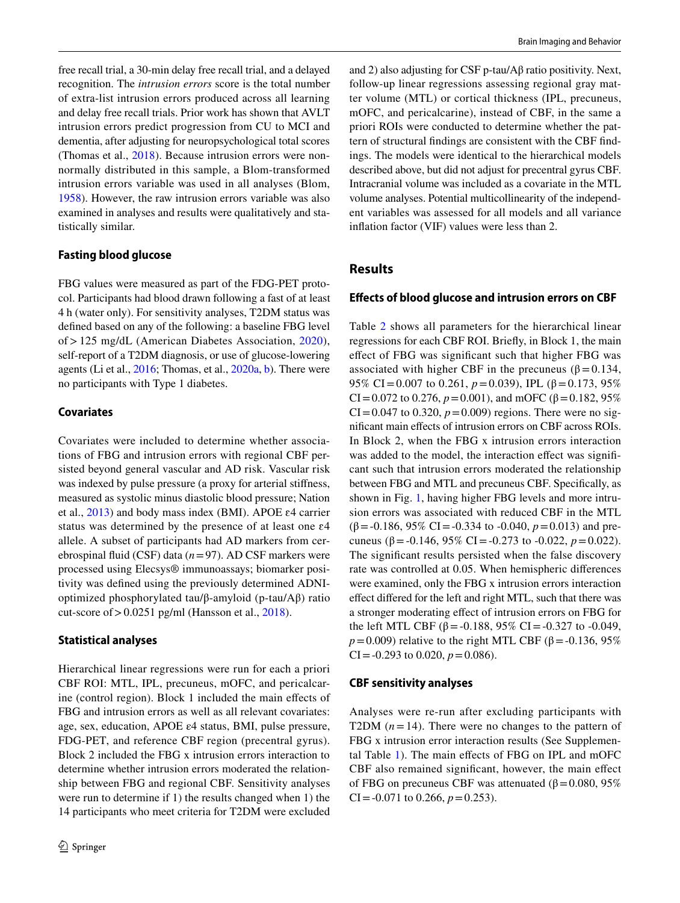free recall trial, a 30-min delay free recall trial, and a delayed recognition. The *intrusion errors* score is the total number of extra-list intrusion errors produced across all learning and delay free recall trials. Prior work has shown that AVLT intrusion errors predict progression from CU to MCI and dementia, after adjusting for neuropsychological total scores (Thomas et al., 2018). Because intrusion errors were non-normally distributed in this sample, a Blom-transformed intrusion errors variable was used in all analyses (Blom, 1958). However, the raw intrusion errors variable was also examined in analyses and results were qualitatively and statistically similar.

### Fasting blood glucose

FBG values were measured as part of the FDG-PET protocol. Participants had blood drawn following a fast of at least 4 h (water only). For sensitivity analyses, T2DM status was defined based on any of the following: a baseline FBG level of > 125 mg/dL (American Diabetes Association, 2020), self-report of a T2DM diagnosis, or use of glucose-lowering agents (Li et al., 2016; Thomas, et al., 2020a, b). There were no participants with Type 1 diabetes.

### Covariates

Covariates were included to determine whether associations of FBG and intrusion errors with regional CBF persisted beyond general vascular and AD risk. Vascular risk was indexed by pulse pressure (a proxy for arterial stiffness, measured as systolic minus diastolic blood pressure; Nation et al., 2013) and body mass index (BMI). APOE ε4 carrier status was determined by the presence of at least one ε4 allele. A subset of participants had AD markers from cerebrospinal fluid (CSF) data ($n = 97$). AD CSF markers were processed using Elecsys® immunoassays; biomarker positivity was defined using the previously determined ADNI-optimized phosphorylated tau/β-amyloid (p-tau/Aβ) ratio cut-score of > 0.0251 pg/ml (Hansson et al., 2018).

### Statistical analyses

Hierarchical linear regressions were run for each a priori CBF ROI: MTL, IPL, precuneus, mOFC, and pericalcarine (control region). Block 1 included the main effects of FBG and intrusion errors as well as all relevant covariates: age, sex, education, APOE ε4 status, BMI, pulse pressure, FDG-PET, and reference CBF region (precentral gyrus). Block 2 included the FBG x intrusion errors interaction to determine whether intrusion errors moderated the relationship between FBG and regional CBF. Sensitivity analyses were run to determine if 1) the results changed when 1) the 14 participants who meet criteria for T2DM were excluded and 2) also adjusting for CSF p-tau/Aβ ratio positivity. Next, follow-up linear regressions assessing regional gray matter volume (MTL) or cortical thickness (IPL, precuneus, mOFC, and pericalcarine), instead of CBF, in the same a priori ROIs were conducted to determine whether the pattern of structural findings are consistent with the CBF findings. The models were identical to the hierarchical models described above, but did not adjust for precentral gyrus CBF. Intracranial volume was included as a covariate in the MTL volume analyses. Potential multicollinearity of the independent variables was assessed for all models and all variance inflation factor (VIF) values were less than 2.

## Results

### Effects of blood glucose and intrusion errors on CBF

Table 2 shows all parameters for the hierarchical linear regressions for each CBF ROI. Briefly, in Block 1, the main effect of FBG was significant such that higher FBG was associated with higher CBF in the precuneus ($\beta = 0.134$, 95% CI = 0.007 to 0.261, $p = 0.039$), IPL ($\beta = 0.173$, 95% CI = 0.072 to 0.276, $p = 0.001$), and mOFC ($\beta = 0.182$, 95% CI = 0.047 to 0.320, $p = 0.009$) regions. There were no significant main effects of intrusion errors on CBF across ROIs. In Block 2, when the FBG x intrusion errors interaction was added to the model, the interaction effect was significant such that intrusion errors moderated the relationship between FBG and MTL and precuneus CBF. Specifically, as shown in Fig. 1, having higher FBG levels and more intrusion errors was associated with reduced CBF in the MTL ($\beta = -0.186$, 95% CI = -0.334 to -0.040, $p = 0.013$) and precuneus ($\beta = -0.146$, 95% CI = -0.273 to -0.022, $p = 0.022$). The significant results persisted when the false discovery rate was controlled at 0.05. When hemispheric differences were examined, only the FBG x intrusion errors interaction effect differed for the left and right MTL, such that there was a stronger moderating effect of intrusion errors on FBG for the left MTL CBF ($\beta = -0.188$, 95% CI = -0.327 to -0.049, $p = 0.009$) relative to the right MTL CBF ($\beta = -0.136$, 95% CI = -0.293 to 0.020, $p = 0.086$).

### CBF sensitivity analyses

Analyses were re-run after excluding participants with T2DM ($n = 14$). There were no changes to the pattern of FBG x intrusion error interaction results (See Supplemental Table 1). The main effects of FBG on IPL and mOFC CBF also remained significant, however, the main effect of FBG on precuneus CBF was attenuated ($\beta = 0.080$, 95% CI = -0.071 to 0.266, $p = 0.253$).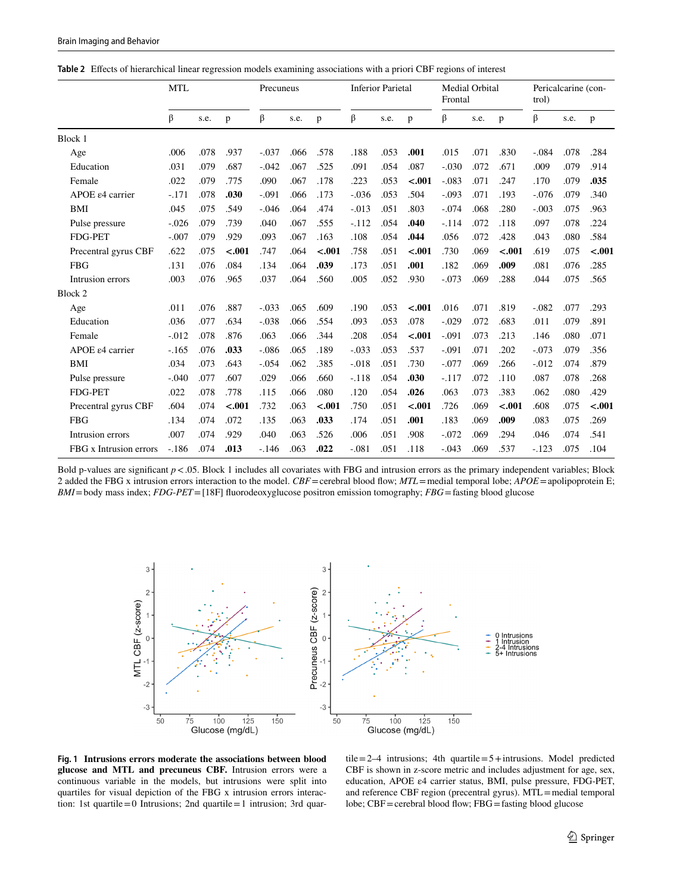**Table 2** Effects of hierarchical linear regression models examining associations with a priori CBF regions of interest

| | MTL | | | Precuneus | | | Inferior Parietal | | | Medial Orbital Frontal | | | Pericalcarine (control) | | |
|---|---|---|---|---|---|---|---|---|---|---|---|---|---|---|---|
| | β | s.e. | p | β | s.e. | p | β | s.e. | p | β | s.e. | p | β | s.e. | p |
| Block 1 | | | | | | | | | | | | | | | |
| Age | .006 | .078 | .937 | -.037 | .066 | .578 | .188 | .053 | **.001** | .015 | .071 | .830 | -.084 | .078 | .284 |
| Education | .031 | .079 | .687 | -.042 | .067 | .525 | .091 | .054 | .087 | -.030 | .072 | .671 | .009 | .079 | .914 |
| Female | .022 | .079 | .775 | .090 | .067 | .178 | .223 | .053 | **<.001** | -.083 | .071 | .247 | .170 | .079 | **.035** |
| APOE ε4 carrier | -.171 | .078 | **.030** | -.091 | .066 | .173 | -.036 | .053 | .504 | -.093 | .071 | .193 | -.076 | .079 | .340 |
| BMI | .045 | .075 | .549 | -.046 | .064 | .474 | -.013 | .051 | .803 | -.074 | .068 | .280 | -.003 | .075 | .963 |
| Pulse pressure | -.026 | .079 | .739 | .040 | .067 | .555 | -.112 | .054 | **.040** | -.114 | .072 | .118 | .097 | .078 | .224 |
| FDG-PET | -.007 | .079 | .929 | .093 | .067 | .163 | .108 | .054 | **.044** | .056 | .072 | .428 | .043 | .080 | .584 |
| Precentral gyrus CBF | .622 | .075 | **<.001** | .747 | .064 | **<.001** | .758 | .051 | **<.001** | .730 | .069 | **<.001** | .619 | .075 | **<.001** |
| FBG | .131 | .076 | .084 | .134 | .064 | **.039** | .173 | .051 | **.001** | .182 | .069 | **.009** | .081 | .076 | .285 |
| Intrusion errors | .003 | .076 | .965 | .037 | .064 | .560 | .005 | .052 | .930 | -.073 | .069 | .288 | .044 | .075 | .565 |
| Block 2 | | | | | | | | | | | | | | | |
| Age | .011 | .076 | .887 | -.033 | .065 | .609 | .190 | .053 | **<.001** | .016 | .071 | .819 | -.082 | .077 | .293 |
| Education | .036 | .077 | .634 | -.038 | .066 | .554 | .093 | .053 | .078 | -.029 | .072 | .683 | .011 | .079 | .891 |
| Female | -.012 | .078 | .876 | .063 | .066 | .344 | .208 | .054 | **<.001** | -.091 | .073 | .213 | .146 | .080 | .071 |
| APOE ε4 carrier | -.165 | .076 | **.033** | -.086 | .065 | .189 | -.033 | .053 | .537 | -.091 | .071 | .202 | -.073 | .079 | .356 |
| BMI | .034 | .073 | .643 | -.054 | .062 | .385 | -.018 | .051 | .730 | -.077 | .069 | .266 | -.012 | .074 | .879 |
| Pulse pressure | -.040 | .077 | .607 | .029 | .066 | .660 | -.118 | .054 | **.030** | -.117 | .072 | .110 | .087 | .078 | .268 |
| FDG-PET | .022 | .078 | .778 | .115 | .066 | .080 | .120 | .054 | **.026** | .063 | .073 | .383 | .062 | .080 | .429 |
| Precentral gyrus CBF | .604 | .074 | **<.001** | .732 | .063 | **<.001** | .750 | .051 | **<.001** | .726 | .069 | **<.001** | .608 | .075 | **<.001** |
| FBG | .134 | .074 | .072 | .135 | .063 | **.033** | .174 | .051 | **.001** | .183 | .069 | **.009** | .083 | .075 | .269 |
| Intrusion errors | .007 | .074 | .929 | .040 | .063 | .526 | .006 | .051 | .908 | -.072 | .069 | .294 | .046 | .074 | .541 |
| FBG x Intrusion errors | -.186 | .074 | **.013** | -.146 | .063 | **.022** | -.081 | .051 | .118 | -.043 | .069 | .537 | -.123 | .075 | .104 |

Bold p-values are significant $p < .05$. Block 1 includes all covariates with FBG and intrusion errors as the primary independent variables; Block 2 added the FBG x intrusion errors interaction to the model. *CBF* = cerebral blood flow; *MTL* = medial temporal lobe; *APOE* = apolipoprotein E; *BMI* = body mass index; *FDG-PET* = [18F] fluorodeoxyglucose positron emission tomography; *FBG* = fasting blood glucose

**Fig. 1 Intrusions errors moderate the associations between blood glucose and MTL and precuneus CBF.** Intrusion errors were a continuous variable in the models, but intrusions were split into quartiles for visual depiction of the FBG x intrusion errors interaction: 1st quartile = 0 Intrusions; 2nd quartile = 1 intrusion; 3rd quartile = 2–4 intrusions; 4th quartile = 5 + intrusions. Model predicted CBF is shown in z-score metric and includes adjustment for age, sex, education, APOE ε4 carrier status, BMI, pulse pressure, FDG-PET, and reference CBF region (precentral gyrus). MTL = medial temporal lobe; CBF = cerebral blood flow; FBG = fasting blood glucose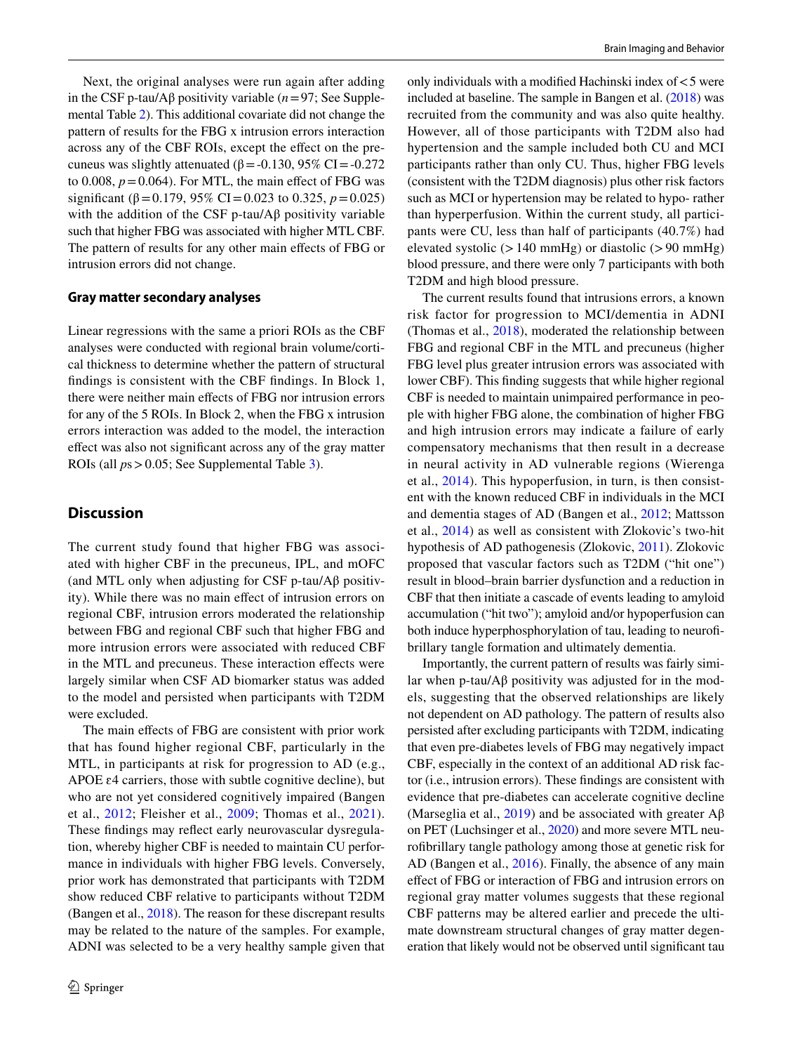Next, the original analyses were run again after adding in the CSF p-tau/Aβ positivity variable ($n = 97$; See Supplemental Table 2). This additional covariate did not change the pattern of results for the FBG x intrusion errors interaction across any of the CBF ROIs, except the effect on the precuneus was slightly attenuated ($\beta = -0.130$, 95% CI $= -0.272$ to 0.008, $p = 0.064$). For MTL, the main effect of FBG was significant ($\beta = 0.179$, 95% CI $= 0.023$ to 0.325, $p = 0.025$) with the addition of the CSF p-tau/Aβ positivity variable such that higher FBG was associated with higher MTL CBF. The pattern of results for any other main effects of FBG or intrusion errors did not change.

### Gray matter secondary analyses

Linear regressions with the same a priori ROIs as the CBF analyses were conducted with regional brain volume/cortical thickness to determine whether the pattern of structural findings is consistent with the CBF findings. In Block 1, there were neither main effects of FBG nor intrusion errors for any of the 5 ROIs. In Block 2, when the FBG x intrusion errors interaction was added to the model, the interaction effect was also not significant across any of the gray matter ROIs (all $ps > 0.05$; See Supplemental Table 3).

## Discussion

The current study found that higher FBG was associated with higher CBF in the precuneus, IPL, and mOFC (and MTL only when adjusting for CSF p-tau/Aβ positivity). While there was no main effect of intrusion errors on regional CBF, intrusion errors moderated the relationship between FBG and regional CBF such that higher FBG and more intrusion errors were associated with reduced CBF in the MTL and precuneus. These interaction effects were largely similar when CSF AD biomarker status was added to the model and persisted when participants with T2DM were excluded.

The main effects of FBG are consistent with prior work that has found higher regional CBF, particularly in the MTL, in participants at risk for progression to AD (e.g., APOE ε4 carriers, those with subtle cognitive decline), but who are not yet considered cognitively impaired (Bangen et al., 2012; Fleisher et al., 2009; Thomas et al., 2021). These findings may reflect early neurovascular dysregulation, whereby higher CBF is needed to maintain CU performance in individuals with higher FBG levels. Conversely, prior work has demonstrated that participants with T2DM show reduced CBF relative to participants without T2DM (Bangen et al., 2018). The reason for these discrepant results may be related to the nature of the samples. For example, ADNI was selected to be a very healthy sample given that only individuals with a modified Hachinski index of $< 5$ were included at baseline. The sample in Bangen et al. (2018) was recruited from the community and was also quite healthy. However, all of those participants with T2DM also had hypertension and the sample included both CU and MCI participants rather than only CU. Thus, higher FBG levels (consistent with the T2DM diagnosis) plus other risk factors such as MCI or hypertension may be related to hypo- rather than hyperperfusion. Within the current study, all participants were CU, less than half of participants (40.7%) had elevated systolic ($> 140$ mmHg) or diastolic ($> 90$ mmHg) blood pressure, and there were only 7 participants with both T2DM and high blood pressure.

The current results found that intrusions errors, a known risk factor for progression to MCI/dementia in ADNI (Thomas et al., 2018), moderated the relationship between FBG and regional CBF in the MTL and precuneus (higher FBG level plus greater intrusion errors was associated with lower CBF). This finding suggests that while higher regional CBF is needed to maintain unimpaired performance in people with higher FBG alone, the combination of higher FBG and high intrusion errors may indicate a failure of early compensatory mechanisms that then result in a decrease in neural activity in AD vulnerable regions (Wierenga et al., 2014). This hypoperfusion, in turn, is then consistent with the known reduced CBF in individuals in the MCI and dementia stages of AD (Bangen et al., 2012; Mattsson et al., 2014) as well as consistent with Zlokovic's two-hit hypothesis of AD pathogenesis (Zlokovic, 2011). Zlokovic proposed that vascular factors such as T2DM ("hit one") result in blood–brain barrier dysfunction and a reduction in CBF that then initiate a cascade of events leading to amyloid accumulation ("hit two"); amyloid and/or hypoperfusion can both induce hyperphosphorylation of tau, leading to neurofibrillary tangle formation and ultimately dementia.

Importantly, the current pattern of results was fairly similar when p-tau/Aβ positivity was adjusted for in the models, suggesting that the observed relationships are likely not dependent on AD pathology. The pattern of results also persisted after excluding participants with T2DM, indicating that even pre-diabetes levels of FBG may negatively impact CBF, especially in the context of an additional AD risk factor (i.e., intrusion errors). These findings are consistent with evidence that pre-diabetes can accelerate cognitive decline (Marseglia et al., 2019) and be associated with greater Aβ on PET (Luchsinger et al., 2020) and more severe MTL neurofibrillary tangle pathology among those at genetic risk for AD (Bangen et al., 2016). Finally, the absence of any main effect of FBG or interaction of FBG and intrusion errors on regional gray matter volumes suggests that these regional CBF patterns may be altered earlier and precede the ultimate downstream structural changes of gray matter degeneration that likely would not be observed until significant tau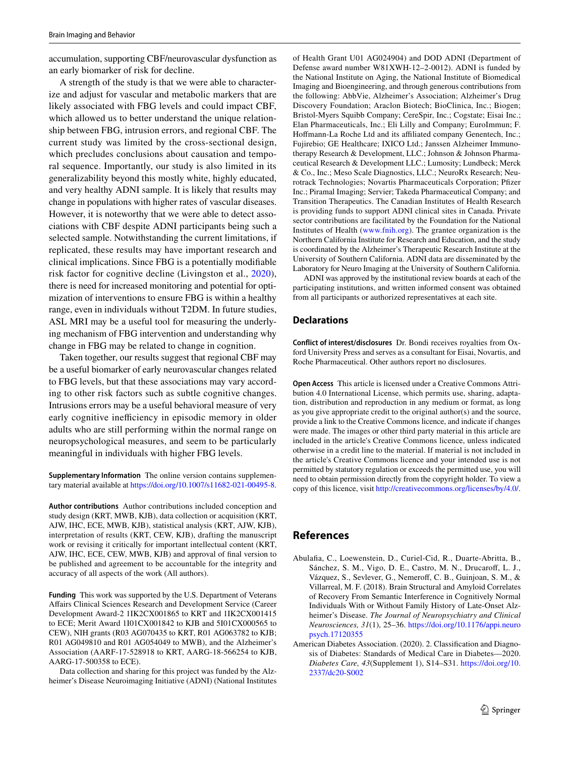accumulation, supporting CBF/neurovascular dysfunction as an early biomarker of risk for decline.

A strength of the study is that we were able to characterize and adjust for vascular and metabolic markers that are likely associated with FBG levels and could impact CBF, which allowed us to better understand the unique relationship between FBG, intrusion errors, and regional CBF. The current study was limited by the cross-sectional design, which precludes conclusions about causation and temporal sequence. Importantly, our study is also limited in its generalizability beyond this mostly white, highly educated, and very healthy ADNI sample. It is likely that results may change in populations with higher rates of vascular diseases. However, it is noteworthy that we were able to detect associations with CBF despite ADNI participants being such a selected sample. Notwithstanding the current limitations, if replicated, these results may have important research and clinical implications. Since FBG is a potentially modifiable risk factor for cognitive decline (Livingston et al., 2020), there is need for increased monitoring and potential for optimization of interventions to ensure FBG is within a healthy range, even in individuals without T2DM. In future studies, ASL MRI may be a useful tool for measuring the underlying mechanism of FBG intervention and understanding why change in FBG may be related to change in cognition.

Taken together, our results suggest that regional CBF may be a useful biomarker of early neurovascular changes related to FBG levels, but that these associations may vary according to other risk factors such as subtle cognitive changes. Intrusions errors may be a useful behavioral measure of very early cognitive inefficiency in episodic memory in older adults who are still performing within the normal range on neuropsychological measures, and seem to be particularly meaningful in individuals with higher FBG levels.

**Supplementary Information** The online version contains supplementary material available at https://doi.org/10.1007/s11682-021-00495-8.

**Author contributions** Author contributions included conception and study design (KRT, MWB, KJB), data collection or acquisition (KRT, AJW, IHC, ECE, MWB, KJB), statistical analysis (KRT, AJW, KJB), interpretation of results (KRT, CEW, KJB), drafting the manuscript work or revising it critically for important intellectual content (KRT, AJW, IHC, ECE, CEW, MWB, KJB) and approval of final version to be published and agreement to be accountable for the integrity and accuracy of all aspects of the work (All authors).

**Funding** This work was supported by the U.S. Department of Veterans Affairs Clinical Sciences Research and Development Service (Career Development Award-2 1IK2CX001865 to KRT and 1IK2CX001415 to ECE; Merit Award 1I01CX001842 to KJB and 5I01CX000565 to CEW), NIH grants (R03 AG070435 to KRT, R01 AG063782 to KJB; R01 AG049810 and R01 AG054049 to MWB), and the Alzheimer's Association (AARF-17-528918 to KRT, AARG-18-566254 to KJB, AARG-17-500358 to ECE).

Data collection and sharing for this project was funded by the Alzheimer's Disease Neuroimaging Initiative (ADNI) (National Institutes of Health Grant U01 AG024904) and DOD ADNI (Department of Defense award number W81XWH-12–2-0012). ADNI is funded by the National Institute on Aging, the National Institute of Biomedical Imaging and Bioengineering, and through generous contributions from the following: AbbVie, Alzheimer's Association; Alzheimer's Drug Discovery Foundation; Araclon Biotech; BioClinica, Inc.; Biogen; Bristol-Myers Squibb Company; CereSpir, Inc.; Cogstate; Eisai Inc.; Elan Pharmaceuticals, Inc.; Eli Lilly and Company; EuroImmun; F. Hoffmann-La Roche Ltd and its affiliated company Genentech, Inc.; Fujirebio; GE Healthcare; IXICO Ltd.; Janssen Alzheimer Immunotherapy Research & Development, LLC.; Johnson & Johnson Pharmaceutical Research & Development LLC.; Lumosity; Lundbeck; Merck & Co., Inc.; Meso Scale Diagnostics, LLC.; NeuroRx Research; Neurotrack Technologies; Novartis Pharmaceuticals Corporation; Pfizer Inc.; Piramal Imaging; Servier; Takeda Pharmaceutical Company; and Transition Therapeutics. The Canadian Institutes of Health Research is providing funds to support ADNI clinical sites in Canada. Private sector contributions are facilitated by the Foundation for the National Institutes of Health (www.fnih.org). The grantee organization is the Northern California Institute for Research and Education, and the study is coordinated by the Alzheimer's Therapeutic Research Institute at the University of Southern California. ADNI data are disseminated by the Laboratory for Neuro Imaging at the University of Southern California.

ADNI was approved by the institutional review boards at each of the participating institutions, and written informed consent was obtained from all participants or authorized representatives at each site.

## Declarations

**Conflict of interest/disclosures** Dr. Bondi receives royalties from Oxford University Press and serves as a consultant for Eisai, Novartis, and Roche Pharmaceutical. Other authors report no disclosures.

**Open Access** This article is licensed under a Creative Commons Attribution 4.0 International License, which permits use, sharing, adaptation, distribution and reproduction in any medium or format, as long as you give appropriate credit to the original author(s) and the source, provide a link to the Creative Commons licence, and indicate if changes were made. The images or other third party material in this article are included in the article's Creative Commons licence, unless indicated otherwise in a credit line to the material. If material is not included in the article's Creative Commons licence and your intended use is not permitted by statutory regulation or exceeds the permitted use, you will need to obtain permission directly from the copyright holder. To view a copy of this licence, visit http://creativecommons.org/licenses/by/4.0/.

## References

Abulafia, C., Loewenstein, D., Curiel-Cid, R., Duarte-Abritta, B., Sánchez, S. M., Vigo, D. E., Castro, M. N., Drucaroff, L. J., Vázquez, S., Sevlever, G., Nemeroff, C. B., Guinjoan, S. M., & Villarreal, M. F. (2018). Brain Structural and Amyloid Correlates of Recovery From Semantic Interference in Cognitively Normal Individuals With or Without Family History of Late-Onset Alzheimer's Disease. *The Journal of Neuropsychiatry and Clinical Neurosciences, 31*(1), 25–36. https://doi.org/10.1176/appi.neuropsych.17120355

American Diabetes Association. (2020). 2. Classification and Diagnosis of Diabetes: Standards of Medical Care in Diabetes—2020. *Diabetes Care, 43*(Supplement 1), S14–S31. https://doi.org/10.2337/dc20-S002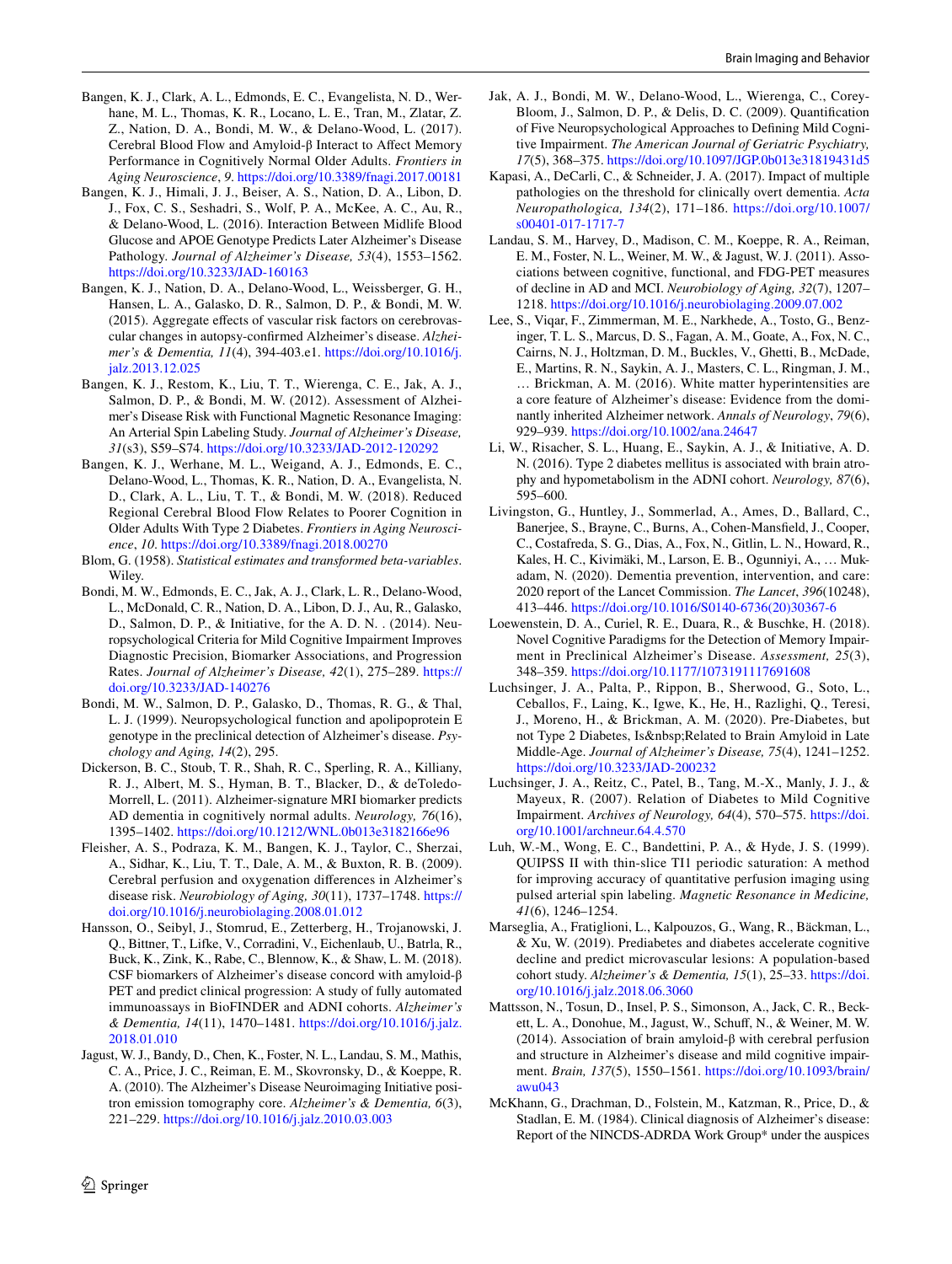Bangen, K. J., Clark, A. L., Edmonds, E. C., Evangelista, N. D., Werhane, M. L., Thomas, K. R., Locano, L. E., Tran, M., Zlatar, Z. Z., Nation, D. A., Bondi, M. W., & Delano-Wood, L. (2017). Cerebral Blood Flow and Amyloid-β Interact to Affect Memory Performance in Cognitively Normal Older Adults. *Frontiers in Aging Neuroscience*, *9*. https://doi.org/10.3389/fnagi.2017.00181

Bangen, K. J., Himali, J. J., Beiser, A. S., Nation, D. A., Libon, D. J., Fox, C. S., Seshadri, S., Wolf, P. A., McKee, A. C., Au, R., & Delano-Wood, L. (2016). Interaction Between Midlife Blood Glucose and APOE Genotype Predicts Later Alzheimer's Disease Pathology. *Journal of Alzheimer's Disease, 53*(4), 1553–1562. https://doi.org/10.3233/JAD-160163

Bangen, K. J., Nation, D. A., Delano-Wood, L., Weissberger, G. H., Hansen, L. A., Galasko, D. R., Salmon, D. P., & Bondi, M. W. (2015). Aggregate effects of vascular risk factors on cerebrovascular changes in autopsy-confirmed Alzheimer's disease. *Alzheimer's & Dementia, 11*(4), 394-403.e1. https://doi.org/10.1016/j.jalz.2013.12.025

Bangen, K. J., Restom, K., Liu, T. T., Wierenga, C. E., Jak, A. J., Salmon, D. P., & Bondi, M. W. (2012). Assessment of Alzheimer's Disease Risk with Functional Magnetic Resonance Imaging: An Arterial Spin Labeling Study. *Journal of Alzheimer's Disease, 31*(s3), S59–S74. https://doi.org/10.3233/JAD-2012-120292

Bangen, K. J., Werhane, M. L., Weigand, A. J., Edmonds, E. C., Delano-Wood, L., Thomas, K. R., Nation, D. A., Evangelista, N. D., Clark, A. L., Liu, T. T., & Bondi, M. W. (2018). Reduced Regional Cerebral Blood Flow Relates to Poorer Cognition in Older Adults With Type 2 Diabetes. *Frontiers in Aging Neuroscience*, *10*. https://doi.org/10.3389/fnagi.2018.00270

Blom, G. (1958). *Statistical estimates and transformed beta-variables*. Wiley.

Bondi, M. W., Edmonds, E. C., Jak, A. J., Clark, L. R., Delano-Wood, L., McDonald, C. R., Nation, D. A., Libon, D. J., Au, R., Galasko, D., Salmon, D. P., & Initiative, for the A. D. N. . (2014). Neuropsychological Criteria for Mild Cognitive Impairment Improves Diagnostic Precision, Biomarker Associations, and Progression Rates. *Journal of Alzheimer's Disease, 42*(1), 275–289. https://doi.org/10.3233/JAD-140276

Bondi, M. W., Salmon, D. P., Galasko, D., Thomas, R. G., & Thal, L. J. (1999). Neuropsychological function and apolipoprotein E genotype in the preclinical detection of Alzheimer's disease. *Psychology and Aging, 14*(2), 295.

Dickerson, B. C., Stoub, T. R., Shah, R. C., Sperling, R. A., Killiany, R. J., Albert, M. S., Hyman, B. T., Blacker, D., & deToledo-Morrell, L. (2011). Alzheimer-signature MRI biomarker predicts AD dementia in cognitively normal adults. *Neurology, 76*(16), 1395–1402. https://doi.org/10.1212/WNL.0b013e3182166e96

Fleisher, A. S., Podraza, K. M., Bangen, K. J., Taylor, C., Sherzai, A., Sidhar, K., Liu, T. T., Dale, A. M., & Buxton, R. B. (2009). Cerebral perfusion and oxygenation differences in Alzheimer's disease risk. *Neurobiology of Aging, 30*(11), 1737–1748. https://doi.org/10.1016/j.neurobiolaging.2008.01.012

Hansson, O., Seibyl, J., Stomrud, E., Zetterberg, H., Trojanowski, J. Q., Bittner, T., Lifke, V., Corradini, V., Eichenlaub, U., Batrla, R., Buck, K., Zink, K., Rabe, C., Blennow, K., & Shaw, L. M. (2018). CSF biomarkers of Alzheimer's disease concord with amyloid-β PET and predict clinical progression: A study of fully automated immunoassays in BioFINDER and ADNI cohorts. *Alzheimer's & Dementia, 14*(11), 1470–1481. https://doi.org/10.1016/j.jalz.2018.01.010

Jagust, W. J., Bandy, D., Chen, K., Foster, N. L., Landau, S. M., Mathis, C. A., Price, J. C., Reiman, E. M., Skovronsky, D., & Koeppe, R. A. (2010). The Alzheimer's Disease Neuroimaging Initiative positron emission tomography core. *Alzheimer's & Dementia, 6*(3), 221–229. https://doi.org/10.1016/j.jalz.2010.03.003

Jak, A. J., Bondi, M. W., Delano-Wood, L., Wierenga, C., Corey-Bloom, J., Salmon, D. P., & Delis, D. C. (2009). Quantification of Five Neuropsychological Approaches to Defining Mild Cognitive Impairment. *The American Journal of Geriatric Psychiatry, 17*(5), 368–375. https://doi.org/10.1097/JGP.0b013e31819431d5

Kapasi, A., DeCarli, C., & Schneider, J. A. (2017). Impact of multiple pathologies on the threshold for clinically overt dementia. *Acta Neuropathologica, 134*(2), 171–186. https://doi.org/10.1007/s00401-017-1717-7

Landau, S. M., Harvey, D., Madison, C. M., Koeppe, R. A., Reiman, E. M., Foster, N. L., Weiner, M. W., & Jagust, W. J. (2011). Associations between cognitive, functional, and FDG-PET measures of decline in AD and MCI. *Neurobiology of Aging, 32*(7), 1207–1218. https://doi.org/10.1016/j.neurobiolaging.2009.07.002

Lee, S., Viqar, F., Zimmerman, M. E., Narkhede, A., Tosto, G., Benzinger, T. L. S., Marcus, D. S., Fagan, A. M., Goate, A., Fox, N. C., Cairns, N. J., Holtzman, D. M., Buckles, V., Ghetti, B., McDade, E., Martins, R. N., Saykin, A. J., Masters, C. L., Ringman, J. M., … Brickman, A. M. (2016). White matter hyperintensities are a core feature of Alzheimer's disease: Evidence from the dominantly inherited Alzheimer network. *Annals of Neurology*, *79*(6), 929–939. https://doi.org/10.1002/ana.24647

Li, W., Risacher, S. L., Huang, E., Saykin, A. J., & Initiative, A. D. N. (2016). Type 2 diabetes mellitus is associated with brain atrophy and hypometabolism in the ADNI cohort. *Neurology, 87*(6), 595–600.

Livingston, G., Huntley, J., Sommerlad, A., Ames, D., Ballard, C., Banerjee, S., Brayne, C., Burns, A., Cohen-Mansfield, J., Cooper, C., Costafreda, S. G., Dias, A., Fox, N., Gitlin, L. N., Howard, R., Kales, H. C., Kivimäki, M., Larson, E. B., Ogunniyi, A., … Mukadam, N. (2020). Dementia prevention, intervention, and care: 2020 report of the Lancet Commission. *The Lancet*, *396*(10248), 413–446. https://doi.org/10.1016/S0140-6736(20)30367-6

Loewenstein, D. A., Curiel, R. E., Duara, R., & Buschke, H. (2018). Novel Cognitive Paradigms for the Detection of Memory Impairment in Preclinical Alzheimer's Disease. *Assessment, 25*(3), 348–359. https://doi.org/10.1177/1073191117691608

Luchsinger, J. A., Palta, P., Rippon, B., Sherwood, G., Soto, L., Ceballos, F., Laing, K., Igwe, K., He, H., Razlighi, Q., Teresi, J., Moreno, H., & Brickman, A. M. (2020). Pre-Diabetes, but not Type 2 Diabetes, Is&nbsp;Related to Brain Amyloid in Late Middle-Age. *Journal of Alzheimer's Disease, 75*(4), 1241–1252. https://doi.org/10.3233/JAD-200232

Luchsinger, J. A., Reitz, C., Patel, B., Tang, M.-X., Manly, J. J., & Mayeux, R. (2007). Relation of Diabetes to Mild Cognitive Impairment. *Archives of Neurology, 64*(4), 570–575. https://doi.org/10.1001/archneur.64.4.570

Luh, W.-M., Wong, E. C., Bandettini, P. A., & Hyde, J. S. (1999). QUIPSS II with thin-slice TI1 periodic saturation: A method for improving accuracy of quantitative perfusion imaging using pulsed arterial spin labeling. *Magnetic Resonance in Medicine, 41*(6), 1246–1254.

Marseglia, A., Fratiglioni, L., Kalpouzos, G., Wang, R., Bäckman, L., & Xu, W. (2019). Prediabetes and diabetes accelerate cognitive decline and predict microvascular lesions: A population-based cohort study. *Alzheimer's & Dementia, 15*(1), 25–33. https://doi.org/10.1016/j.jalz.2018.06.3060

Mattsson, N., Tosun, D., Insel, P. S., Simonson, A., Jack, C. R., Beckett, L. A., Donohue, M., Jagust, W., Schuff, N., & Weiner, M. W. (2014). Association of brain amyloid-β with cerebral perfusion and structure in Alzheimer's disease and mild cognitive impairment. *Brain, 137*(5), 1550–1561. https://doi.org/10.1093/brain/awu043

McKhann, G., Drachman, D., Folstein, M., Katzman, R., Price, D., & Stadlan, E. M. (1984). Clinical diagnosis of Alzheimer's disease: Report of the NINCDS-ADRDA Work Group* under the auspices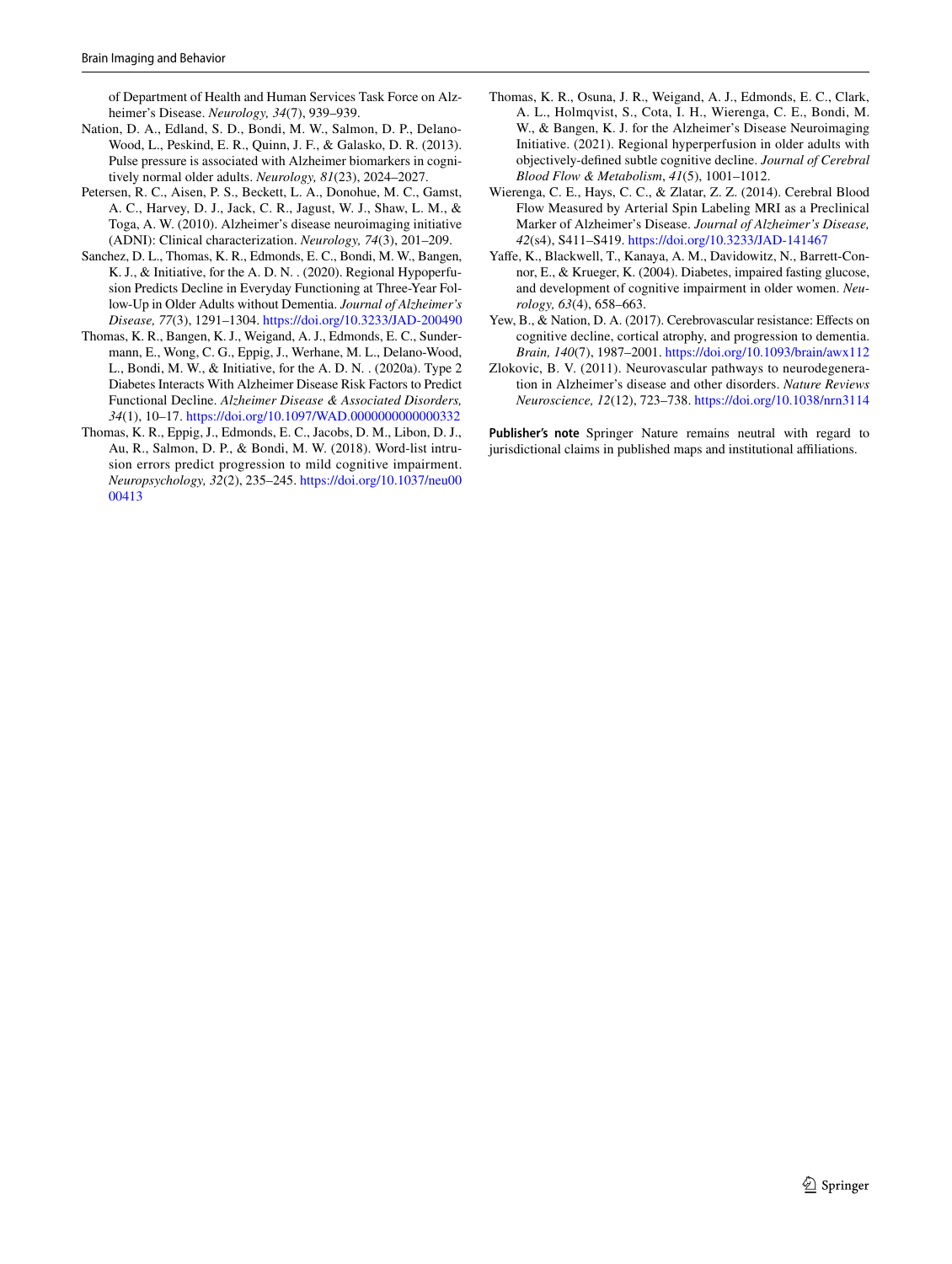of Department of Health and Human Services Task Force on Alzheimer's Disease. *Neurology, 34*(7), 939–939.

Nation, D. A., Edland, S. D., Bondi, M. W., Salmon, D. P., Delano-Wood, L., Peskind, E. R., Quinn, J. F., & Galasko, D. R. (2013). Pulse pressure is associated with Alzheimer biomarkers in cognitively normal older adults. *Neurology, 81*(23), 2024–2027.

Petersen, R. C., Aisen, P. S., Beckett, L. A., Donohue, M. C., Gamst, A. C., Harvey, D. J., Jack, C. R., Jagust, W. J., Shaw, L. M., & Toga, A. W. (2010). Alzheimer's disease neuroimaging initiative (ADNI): Clinical characterization. *Neurology, 74*(3), 201–209.

Sanchez, D. L., Thomas, K. R., Edmonds, E. C., Bondi, M. W., Bangen, K. J., & Initiative, for the A. D. N. . (2020). Regional Hypoperfusion Predicts Decline in Everyday Functioning at Three-Year Follow-Up in Older Adults without Dementia. *Journal of Alzheimer's Disease, 77*(3), 1291–1304. https://doi.org/10.3233/JAD-200490

Thomas, K. R., Bangen, K. J., Weigand, A. J., Edmonds, E. C., Sundermann, E., Wong, C. G., Eppig, J., Werhane, M. L., Delano-Wood, L., Bondi, M. W., & Initiative, for the A. D. N. . (2020a). Type 2 Diabetes Interacts With Alzheimer Disease Risk Factors to Predict Functional Decline. *Alzheimer Disease & Associated Disorders, 34*(1), 10–17. https://doi.org/10.1097/WAD.0000000000000332

Thomas, K. R., Eppig, J., Edmonds, E. C., Jacobs, D. M., Libon, D. J., Au, R., Salmon, D. P., & Bondi, M. W. (2018). Word-list intrusion errors predict progression to mild cognitive impairment. *Neuropsychology, 32*(2), 235–245. https://doi.org/10.1037/neu0000413

Thomas, K. R., Osuna, J. R., Weigand, A. J., Edmonds, E. C., Clark, A. L., Holmqvist, S., Cota, I. H., Wierenga, C. E., Bondi, M. W., & Bangen, K. J. for the Alzheimer's Disease Neuroimaging Initiative. (2021). Regional hyperperfusion in older adults with objectively-defined subtle cognitive decline. *Journal of Cerebral Blood Flow & Metabolism*, *41*(5), 1001–1012.

Wierenga, C. E., Hays, C. C., & Zlatar, Z. Z. (2014). Cerebral Blood Flow Measured by Arterial Spin Labeling MRI as a Preclinical Marker of Alzheimer's Disease. *Journal of Alzheimer's Disease, 42*(s4), S411–S419. https://doi.org/10.3233/JAD-141467

Yaffe, K., Blackwell, T., Kanaya, A. M., Davidowitz, N., Barrett-Connor, E., & Krueger, K. (2004). Diabetes, impaired fasting glucose, and development of cognitive impairment in older women. *Neurology, 63*(4), 658–663.

Yew, B., & Nation, D. A. (2017). Cerebrovascular resistance: Effects on cognitive decline, cortical atrophy, and progression to dementia. *Brain, 140*(7), 1987–2001. https://doi.org/10.1093/brain/awx112

Zlokovic, B. V. (2011). Neurovascular pathways to neurodegeneration in Alzheimer's disease and other disorders. *Nature Reviews Neuroscience, 12*(12), 723–738. https://doi.org/10.1038/nrn3114

**Publisher's note** Springer Nature remains neutral with regard to jurisdictional claims in published maps and institutional affiliations.